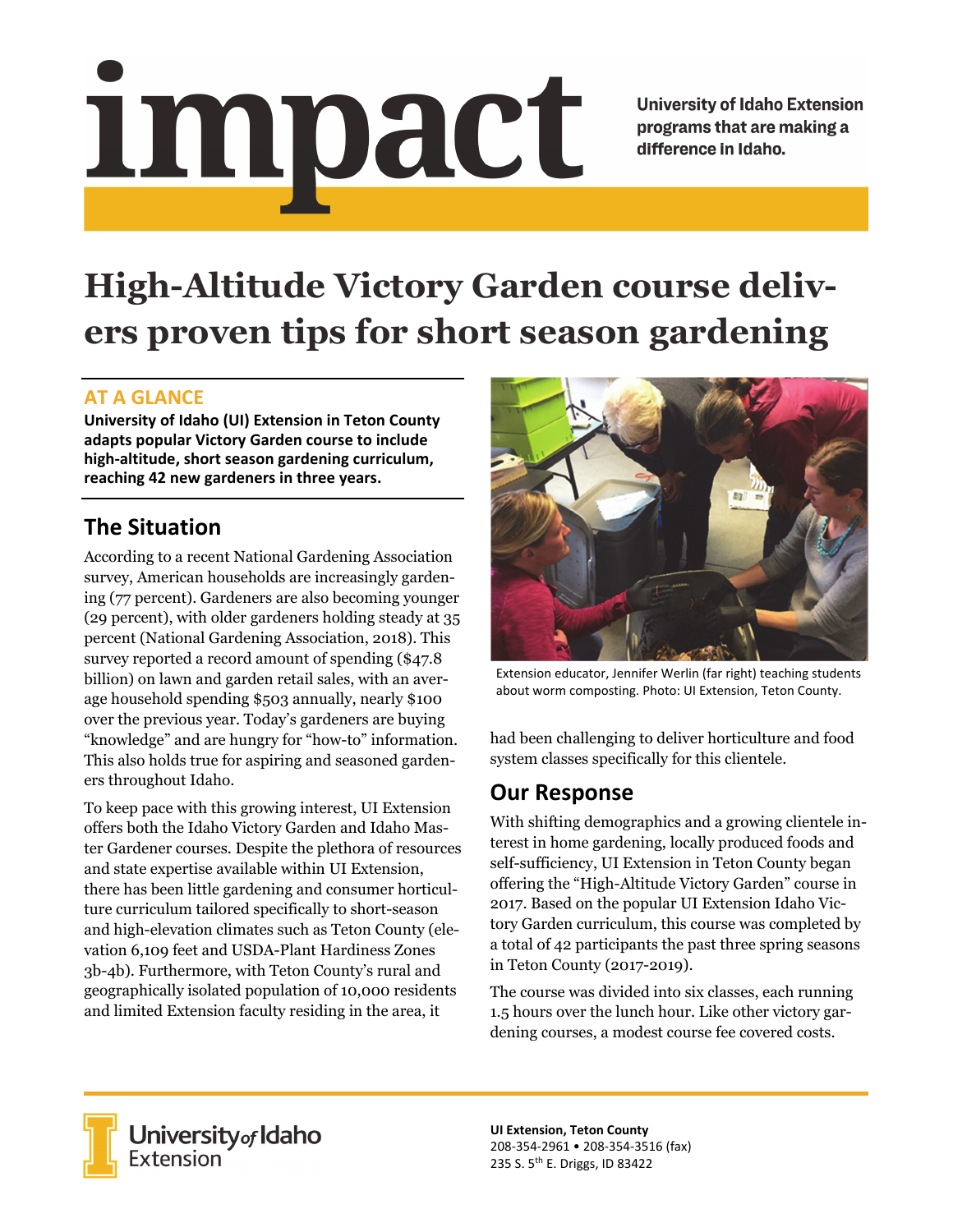# impact

University of Idaho Extension programs that are making a difference in Idaho.

# High-Altitude Victory Garden course delivers proven tips for short season gardening

## AT A GLANCE

**University of Idaho (UI) Extension in Teton County adapts popular Victory Garden course to include high-altitude, short season gardening curriculum, reaching 42 new gardeners in three years.**

## The Situation

According to a recent National Gardening Association survey, American households are increasingly gardening (77 percent). Gardeners are also becoming younger (29 percent), with older gardeners holding steady at 35 percent (National Gardening Association, 2018). This survey reported a record amount of spending ($47.8 billion) on lawn and garden retail sales, with an average household spending $503 annually, nearly $100 over the previous year. Today's gardeners are buying "knowledge" and are hungry for "how-to" information. This also holds true for aspiring and seasoned gardeners throughout Idaho.

To keep pace with this growing interest, UI Extension offers both the Idaho Victory Garden and Idaho Master Gardener courses. Despite the plethora of resources and state expertise available within UI Extension, there has been little gardening and consumer horticulture curriculum tailored specifically to short-season and high-elevation climates such as Teton County (elevation 6,109 feet and USDA-Plant Hardiness Zones 3b-4b). Furthermore, with Teton County's rural and geographically isolated population of 10,000 residents and limited Extension faculty residing in the area, it had been challenging to deliver horticulture and food system classes specifically for this clientele.

Extension educator, Jennifer Werlin (far right) teaching students about worm composting. Photo: UI Extension, Teton County.

## Our Response

With shifting demographics and a growing clientele interest in home gardening, locally produced foods and self-sufficiency, UI Extension in Teton County began offering the "High-Altitude Victory Garden" course in 2017. Based on the popular UI Extension Idaho Victory Garden curriculum, this course was completed by a total of 42 participants the past three spring seasons in Teton County (2017-2019).

The course was divided into six classes, each running 1.5 hours over the lunch hour. Like other victory gardening courses, a modest course fee covered costs.

University of Idaho Extension

**UI Extension, Teton County**
208-354-2961 • 208-354-3516 (fax)
235 S. 5th E. Driggs, ID 83422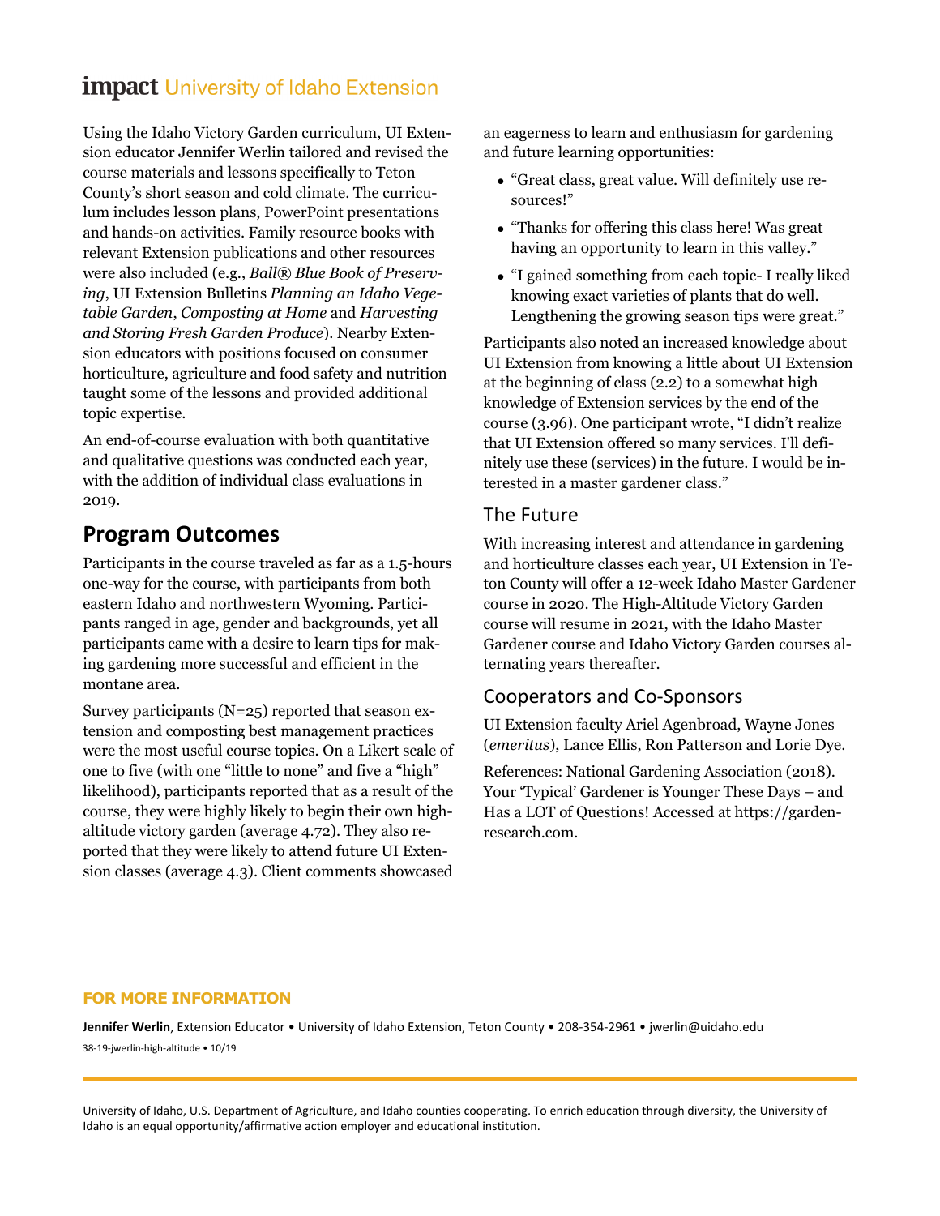Using the Idaho Victory Garden curriculum, UI Extension educator Jennifer Werlin tailored and revised the course materials and lessons specifically to Teton County's short season and cold climate. The curriculum includes lesson plans, PowerPoint presentations and hands-on activities. Family resource books with relevant Extension publications and other resources were also included (e.g., *Ball® Blue Book of Preserving*, UI Extension Bulletins *Planning an Idaho Vegetable Garden*, *Composting at Home* and *Harvesting and Storing Fresh Garden Produce*). Nearby Extension educators with positions focused on consumer horticulture, agriculture and food safety and nutrition taught some of the lessons and provided additional topic expertise.

An end-of-course evaluation with both quantitative and qualitative questions was conducted each year, with the addition of individual class evaluations in 2019.

## Program Outcomes

Participants in the course traveled as far as a 1.5-hours one-way for the course, with participants from both eastern Idaho and northwestern Wyoming. Participants ranged in age, gender and backgrounds, yet all participants came with a desire to learn tips for making gardening more successful and efficient in the montane area.

Survey participants (N=25) reported that season extension and composting best management practices were the most useful course topics. On a Likert scale of one to five (with one "little to none" and five a "high" likelihood), participants reported that as a result of the course, they were highly likely to begin their own high-altitude victory garden (average 4.72). They also reported that they were likely to attend future UI Extension classes (average 4.3). Client comments showcased an eagerness to learn and enthusiasm for gardening and future learning opportunities:

- "Great class, great value. Will definitely use resources!"
- "Thanks for offering this class here! Was great having an opportunity to learn in this valley."
- "I gained something from each topic- I really liked knowing exact varieties of plants that do well. Lengthening the growing season tips were great."

Participants also noted an increased knowledge about UI Extension from knowing a little about UI Extension at the beginning of class (2.2) to a somewhat high knowledge of Extension services by the end of the course (3.96). One participant wrote, "I didn't realize that UI Extension offered so many services. I'll definitely use these (services) in the future. I would be interested in a master gardener class."

## The Future

With increasing interest and attendance in gardening and horticulture classes each year, UI Extension in Teton County will offer a 12-week Idaho Master Gardener course in 2020. The High-Altitude Victory Garden course will resume in 2021, with the Idaho Master Gardener course and Idaho Victory Garden courses alternating years thereafter.

## Cooperators and Co-Sponsors

UI Extension faculty Ariel Agenbroad, Wayne Jones (*emeritus*), Lance Ellis, Ron Patterson and Lorie Dye.

References: National Gardening Association (2018). Your 'Typical' Gardener is Younger These Days – and Has a LOT of Questions! Accessed at https://garden-research.com.

### FOR MORE INFORMATION

**Jennifer Werlin**, Extension Educator • University of Idaho Extension, Teton County • 208-354-2961 • jwerlin@uidaho.edu

38-19-jwerlin-high-altitude • 10/19

University of Idaho, U.S. Department of Agriculture, and Idaho counties cooperating. To enrich education through diversity, the University of Idaho is an equal opportunity/affirmative action employer and educational institution.